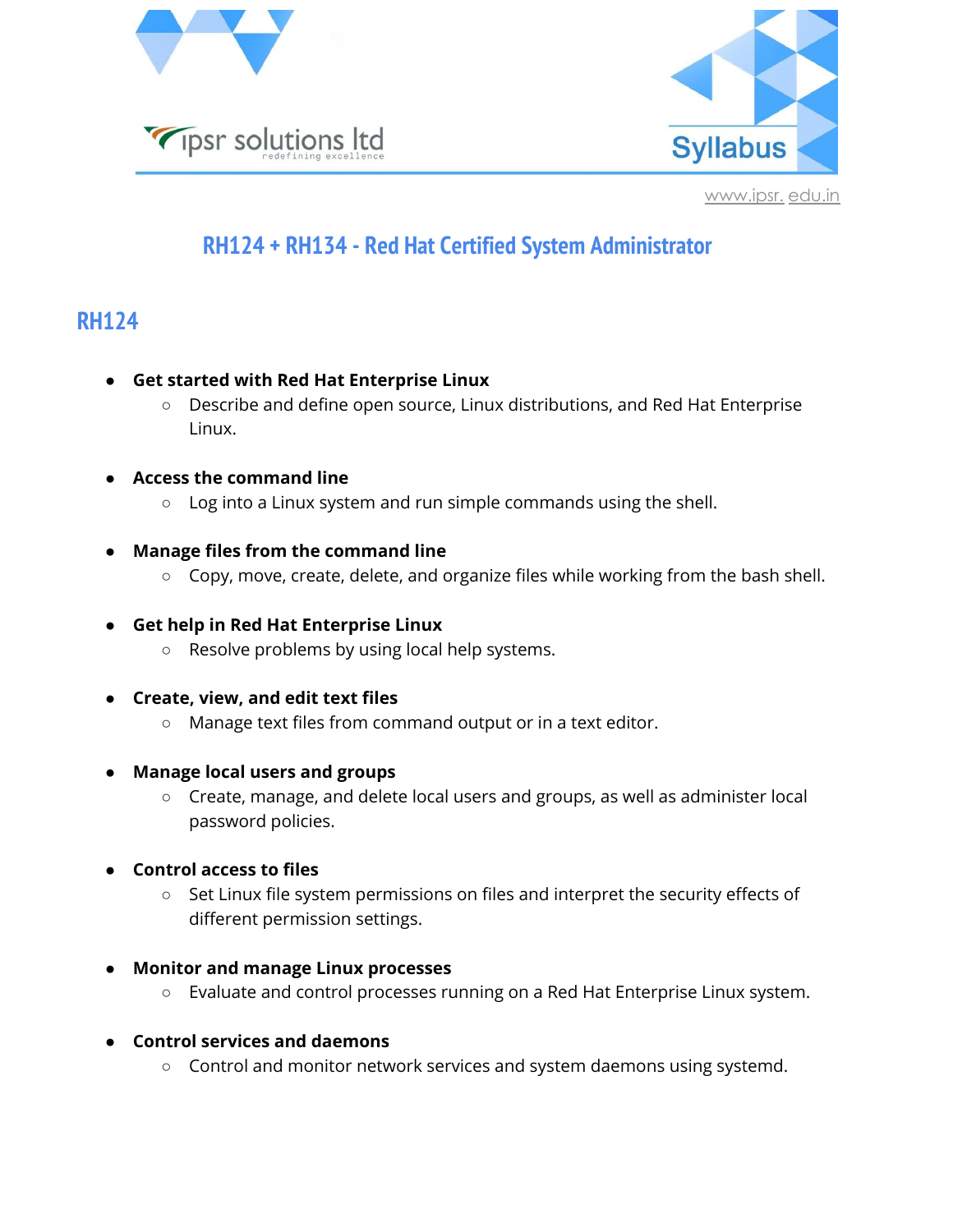# RH124 + RH134 - Red Hat Certified System Administrator

## RH124

- **Get started with Red Hat Enterprise Linux**
  - Describe and define open source, Linux distributions, and Red Hat Enterprise Linux.

- **Access the command line**
  - Log into a Linux system and run simple commands using the shell.

- **Manage files from the command line**
  - Copy, move, create, delete, and organize files while working from the bash shell.

- **Get help in Red Hat Enterprise Linux**
  - Resolve problems by using local help systems.

- **Create, view, and edit text files**
  - Manage text files from command output or in a text editor.

- **Manage local users and groups**
  - Create, manage, and delete local users and groups, as well as administer local password policies.

- **Control access to files**
  - Set Linux file system permissions on files and interpret the security effects of different permission settings.

- **Monitor and manage Linux processes**
  - Evaluate and control processes running on a Red Hat Enterprise Linux system.

- **Control services and daemons**
  - Control and monitor network services and system daemons using systemd.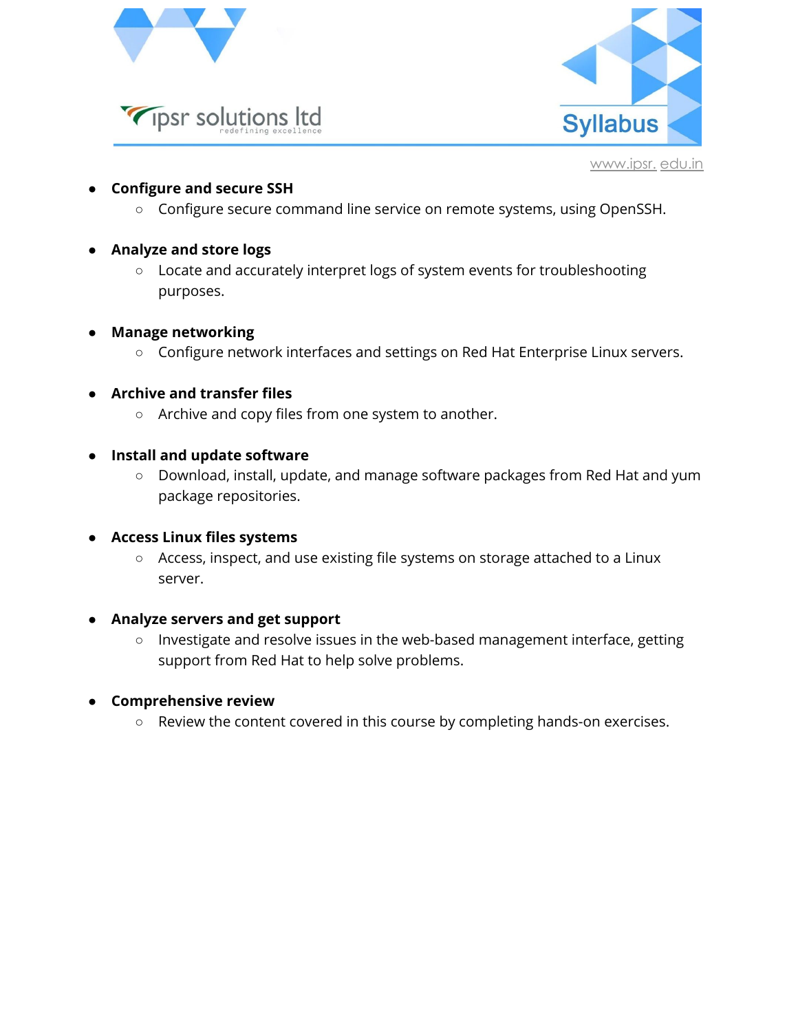- **Configure and secure SSH**
  - Configure secure command line service on remote systems, using OpenSSH.

- **Analyze and store logs**
  - Locate and accurately interpret logs of system events for troubleshooting purposes.

- **Manage networking**
  - Configure network interfaces and settings on Red Hat Enterprise Linux servers.

- **Archive and transfer files**
  - Archive and copy files from one system to another.

- **Install and update software**
  - Download, install, update, and manage software packages from Red Hat and yum package repositories.

- **Access Linux files systems**
  - Access, inspect, and use existing file systems on storage attached to a Linux server.

- **Analyze servers and get support**
  - Investigate and resolve issues in the web-based management interface, getting support from Red Hat to help solve problems.

- **Comprehensive review**
  - Review the content covered in this course by completing hands-on exercises.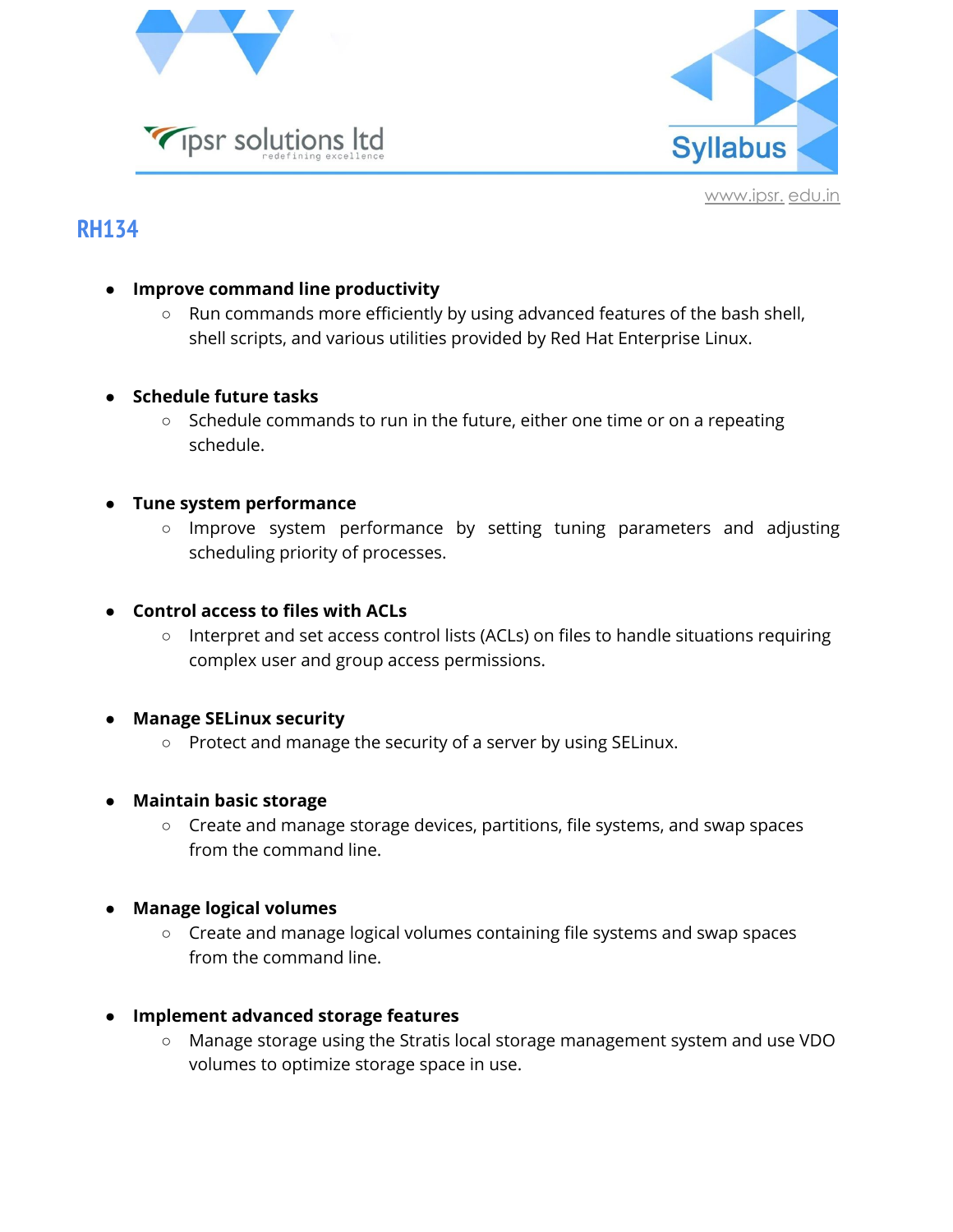## RH134

- **Improve command line productivity**
  - Run commands more efficiently by using advanced features of the bash shell, shell scripts, and various utilities provided by Red Hat Enterprise Linux.

- **Schedule future tasks**
  - Schedule commands to run in the future, either one time or on a repeating schedule.

- **Tune system performance**
  - Improve system performance by setting tuning parameters and adjusting scheduling priority of processes.

- **Control access to files with ACLs**
  - Interpret and set access control lists (ACLs) on files to handle situations requiring complex user and group access permissions.

- **Manage SELinux security**
  - Protect and manage the security of a server by using SELinux.

- **Maintain basic storage**
  - Create and manage storage devices, partitions, file systems, and swap spaces from the command line.

- **Manage logical volumes**
  - Create and manage logical volumes containing file systems and swap spaces from the command line.

- **Implement advanced storage features**
  - Manage storage using the Stratis local storage management system and use VDO volumes to optimize storage space in use.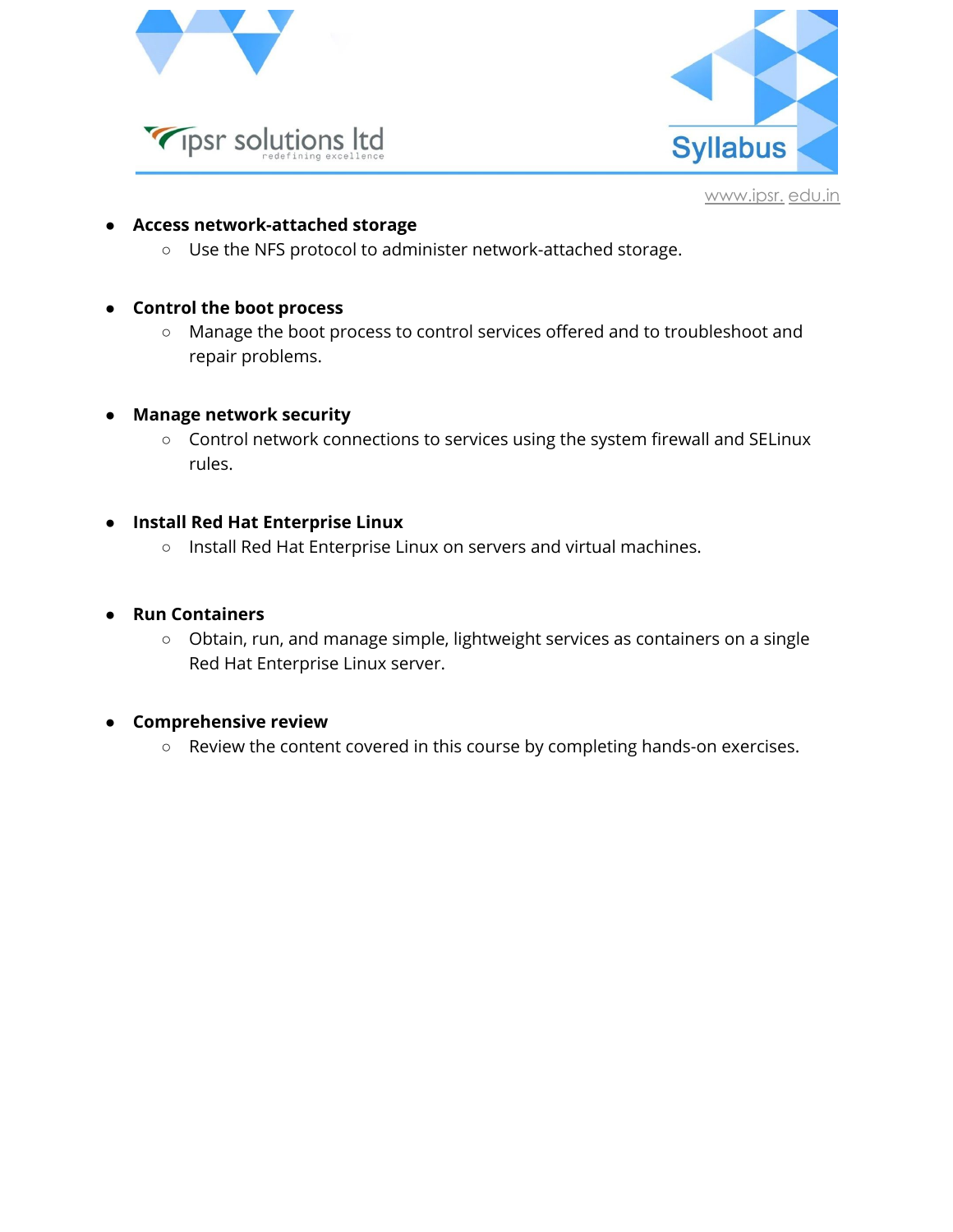- **Access network-attached storage**
    - Use the NFS protocol to administer network-attached storage.

- **Control the boot process**
    - Manage the boot process to control services offered and to troubleshoot and repair problems.

- **Manage network security**
    - Control network connections to services using the system firewall and SELinux rules.

- **Install Red Hat Enterprise Linux**
    - Install Red Hat Enterprise Linux on servers and virtual machines.

- **Run Containers**
    - Obtain, run, and manage simple, lightweight services as containers on a single Red Hat Enterprise Linux server.

- **Comprehensive review**
    - Review the content covered in this course by completing hands-on exercises.